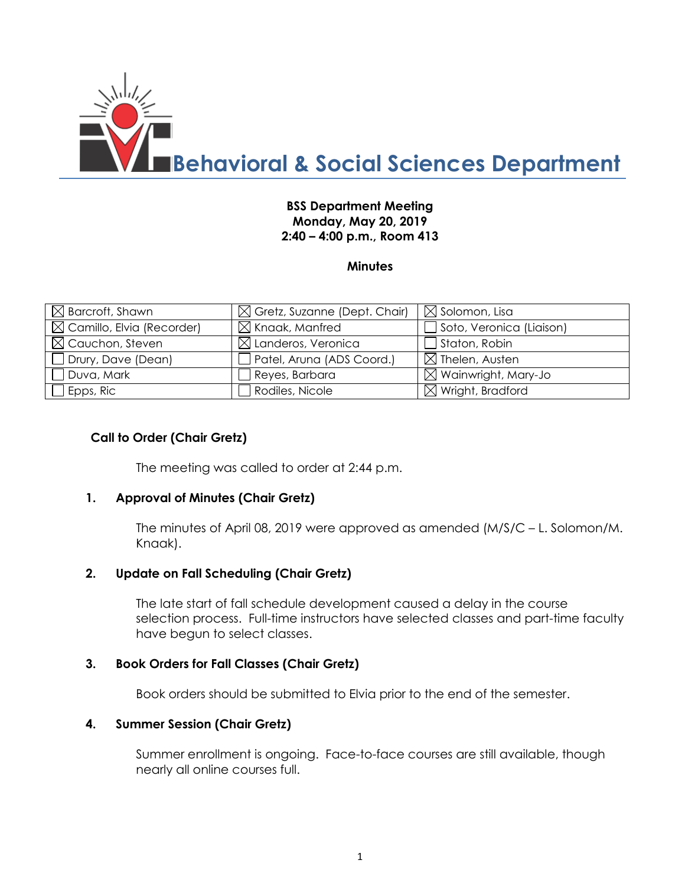# Behavioral & Social Sciences Department

**BSS Department Meeting**
**Monday, May 20, 2019**
**2:40 – 4:00 p.m., Room 413**

**Minutes**

| | | |
|---|---|---|
| ☒ Barcroft, Shawn | ☒ Gretz, Suzanne (Dept. Chair) | ☒ Solomon, Lisa |
| ☒ Camillo, Elvia (Recorder) | ☒ Knaak, Manfred | ☐ Soto, Veronica (Liaison) |
| ☒ Cauchon, Steven | ☒ Landeros, Veronica | ☐ Staton, Robin |
| ☐ Drury, Dave (Dean) | ☐ Patel, Aruna (ADS Coord.) | ☒ Thelen, Austen |
| ☐ Duva, Mark | ☐ Reyes, Barbara | ☒ Wainwright, Mary-Jo |
| ☐ Epps, Ric | ☐ Rodiles, Nicole | ☒ Wright, Bradford |

**Call to Order (Chair Gretz)**

The meeting was called to order at 2:44 p.m.

**1. Approval of Minutes (Chair Gretz)**

The minutes of April 08, 2019 were approved as amended (M/S/C – L. Solomon/M. Knaak).

**2. Update on Fall Scheduling (Chair Gretz)**

The late start of fall schedule development caused a delay in the course selection process. Full-time instructors have selected classes and part-time faculty have begun to select classes.

**3. Book Orders for Fall Classes (Chair Gretz)**

Book orders should be submitted to Elvia prior to the end of the semester.

**4. Summer Session (Chair Gretz)**

Summer enrollment is ongoing. Face-to-face courses are still available, though nearly all online courses full.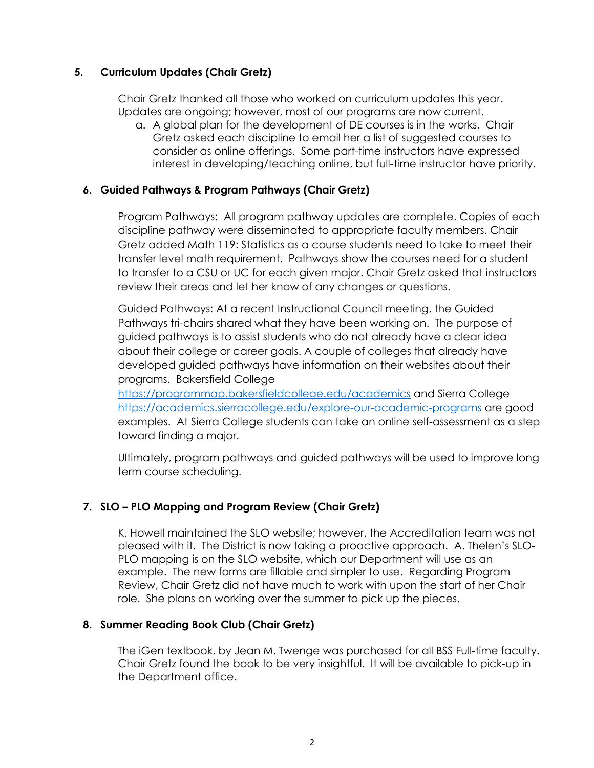**5. Curriculum Updates (Chair Gretz)**

Chair Gretz thanked all those who worked on curriculum updates this year. Updates are ongoing; however, most of our programs are now current.

a. A global plan for the development of DE courses is in the works. Chair Gretz asked each discipline to email her a list of suggested courses to consider as online offerings. Some part-time instructors have expressed interest in developing/teaching online, but full-time instructor have priority.

**6. Guided Pathways & Program Pathways (Chair Gretz)**

Program Pathways: All program pathway updates are complete. Copies of each discipline pathway were disseminated to appropriate faculty members. Chair Gretz added Math 119: Statistics as a course students need to take to meet their transfer level math requirement. Pathways show the courses need for a student to transfer to a CSU or UC for each given major. Chair Gretz asked that instructors review their areas and let her know of any changes or questions.

Guided Pathways: At a recent Instructional Council meeting, the Guided Pathways tri-chairs shared what they have been working on. The purpose of guided pathways is to assist students who do not already have a clear idea about their college or career goals. A couple of colleges that already have developed guided pathways have information on their websites about their programs. Bakersfield College https://programmap.bakersfieldcollege.edu/academics and Sierra College https://academics.sierracollege.edu/explore-our-academic-programs are good examples. At Sierra College students can take an online self-assessment as a step toward finding a major.

Ultimately, program pathways and guided pathways will be used to improve long term course scheduling.

**7. SLO – PLO Mapping and Program Review (Chair Gretz)**

K. Howell maintained the SLO website; however, the Accreditation team was not pleased with it. The District is now taking a proactive approach. A. Thelen's SLO-PLO mapping is on the SLO website, which our Department will use as an example. The new forms are fillable and simpler to use. Regarding Program Review, Chair Gretz did not have much to work with upon the start of her Chair role. She plans on working over the summer to pick up the pieces.

**8. Summer Reading Book Club (Chair Gretz)**

The iGen textbook, by Jean M. Twenge was purchased for all BSS Full-time faculty. Chair Gretz found the book to be very insightful. It will be available to pick-up in the Department office.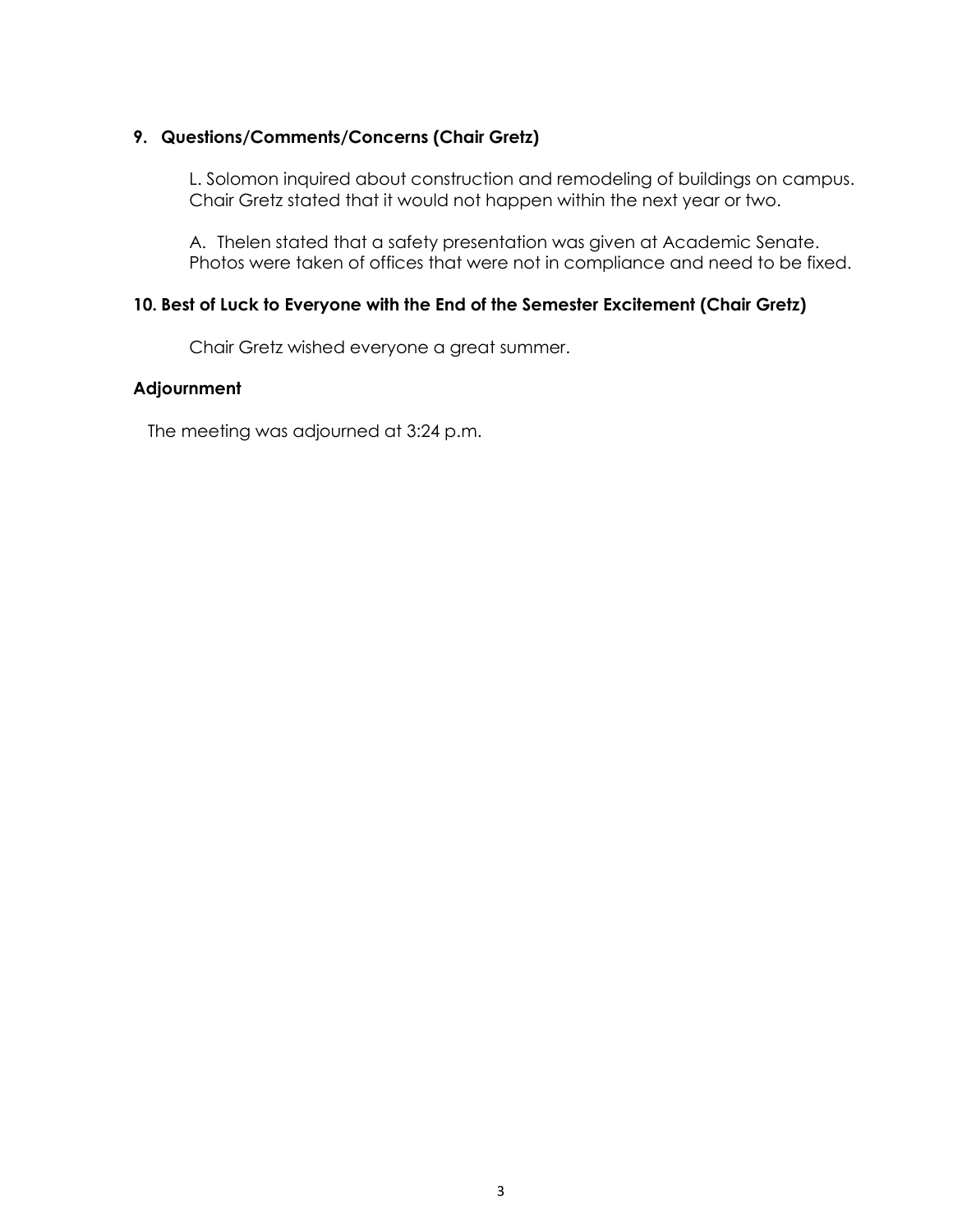**9. Questions/Comments/Concerns (Chair Gretz)**

L. Solomon inquired about construction and remodeling of buildings on campus. Chair Gretz stated that it would not happen within the next year or two.

A. Thelen stated that a safety presentation was given at Academic Senate. Photos were taken of offices that were not in compliance and need to be fixed.

**10. Best of Luck to Everyone with the End of the Semester Excitement (Chair Gretz)**

Chair Gretz wished everyone a great summer.

**Adjournment**

The meeting was adjourned at 3:24 p.m.